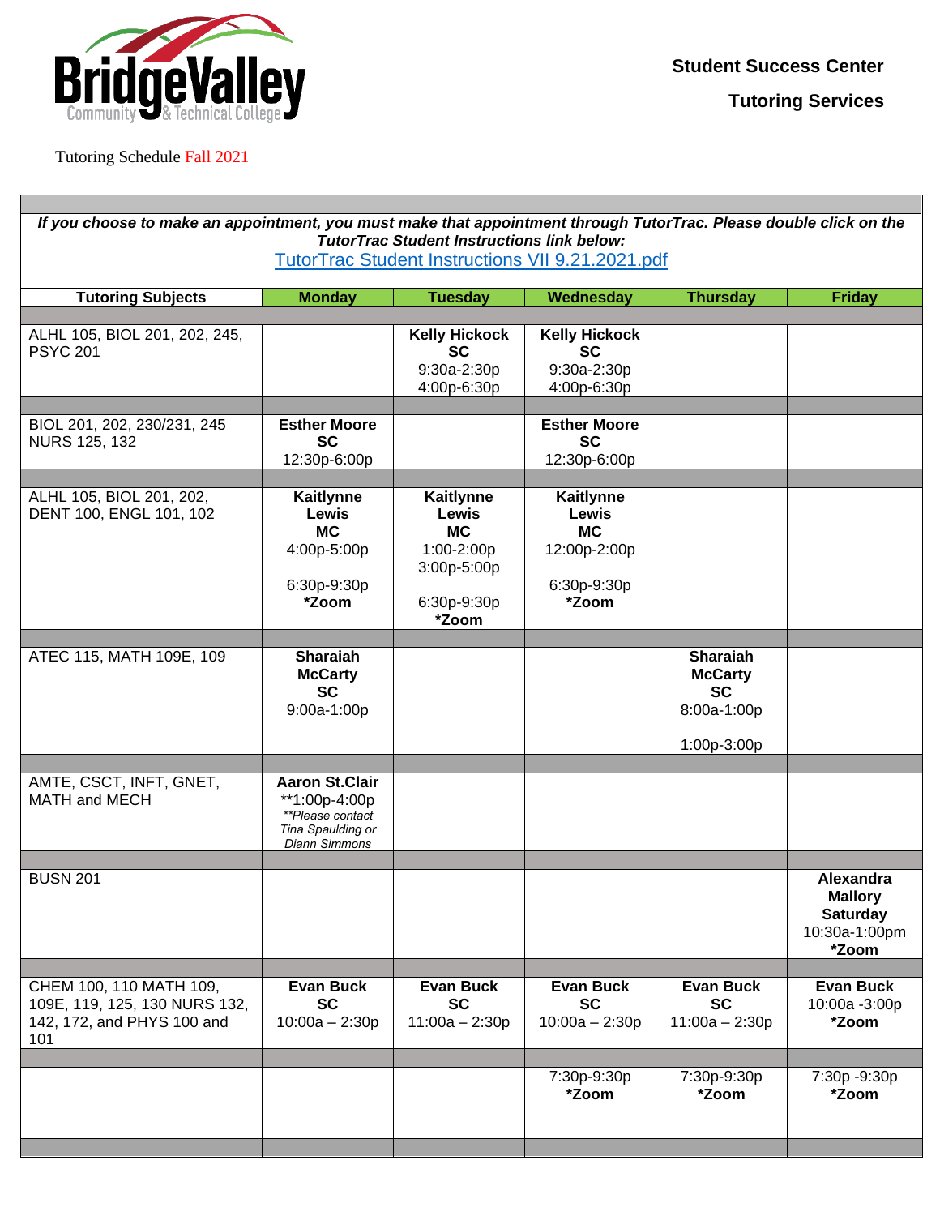BridgeValley Community & Technical College

**Student Success Center**

**Tutoring Services**

Tutoring Schedule Fall 2021

***If you choose to make an appointment, you must make that appointment through TutorTrac. Please double click on the TutorTrac Student Instructions link below:***

[TutorTrac Student Instructions VII 9.21.2021.pdf]

| Tutoring Subjects | Monday | Tuesday | Wednesday | Thursday | Friday |
|---|---|---|---|---|---|
| ALHL 105, BIOL 201, 202, 245, PSYC 201 | | **Kelly Hickock SC** 9:30a-2:30p 4:00p-6:30p | **Kelly Hickock SC** 9:30a-2:30p 4:00p-6:30p | | |
| BIOL 201, 202, 230/231, 245 NURS 125, 132 | **Esther Moore SC** 12:30p-6:00p | | **Esther Moore SC** 12:30p-6:00p | | |
| ALHL 105, BIOL 201, 202, DENT 100, ENGL 101, 102 | **Kaitlynne Lewis MC** 4:00p-5:00p 6:30p-9:30p ***Zoom** | **Kaitlynne Lewis MC** 1:00-2:00p 3:00p-5:00p 6:30p-9:30p ***Zoom** | **Kaitlynne Lewis MC** 12:00p-2:00p 6:30p-9:30p ***Zoom** | | |
| ATEC 115, MATH 109E, 109 | **Sharaiah McCarty SC** 9:00a-1:00p | | | **Sharaiah McCarty SC** 8:00a-1:00p 1:00p-3:00p | |
| AMTE, CSCT, INFT, GNET, MATH and MECH | **Aaron St.Clair** **1:00p-4:00p *\*\*Please contact Tina Spaulding or Diann Simmons* | | | | |
| BUSN 201 | | | | | **Alexandra Mallory Saturday** 10:30a-1:00pm ***Zoom** |
| CHEM 100, 110 MATH 109, 109E, 119, 125, 130 NURS 132, 142, 172, and PHYS 100 and 101 | **Evan Buck SC** 10:00a – 2:30p | **Evan Buck SC** 11:00a – 2:30p | **Evan Buck SC** 10:00a – 2:30p | **Evan Buck SC** 11:00a – 2:30p | **Evan Buck** 10:00a -3:00p ***Zoom** |
| | | | 7:30p-9:30p ***Zoom** | 7:30p-9:30p ***Zoom** | 7:30p -9:30p ***Zoom** |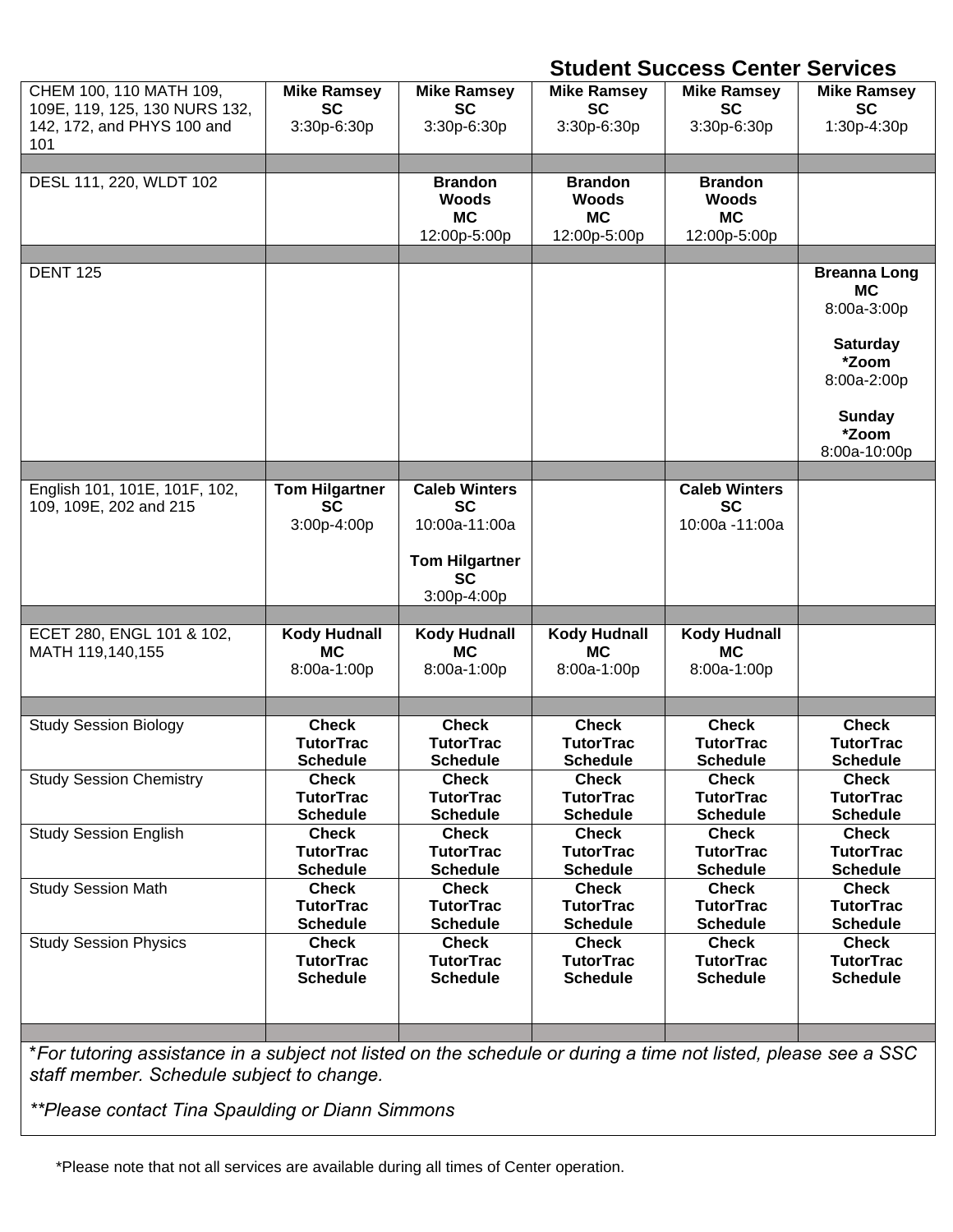## Student Success Center Services

| | | | | | |
|---|---|---|---|---|---|
| CHEM 100, 110 MATH 109, 109E, 119, 125, 130 NURS 132, 142, 172, and PHYS 100 and 101 | **Mike Ramsey SC** 3:30p-6:30p | **Mike Ramsey SC** 3:30p-6:30p | **Mike Ramsey SC** 3:30p-6:30p | **Mike Ramsey SC** 3:30p-6:30p | **Mike Ramsey SC** 1:30p-4:30p |
| | | | | | |
| DESL 111, 220, WLDT 102 | | **Brandon Woods MC** 12:00p-5:00p | **Brandon Woods MC** 12:00p-5:00p | **Brandon Woods MC** 12:00p-5:00p | |
| | | | | | |
| DENT 125 | | | | | **Breanna Long MC** 8:00a-3:00p<br><br>**Saturday *Zoom** 8:00a-2:00p<br><br>**Sunday *Zoom** 8:00a-10:00p |
| | | | | | |
| English 101, 101E, 101F, 102, 109, 109E, 202 and 215 | **Tom Hilgartner SC** 3:00p-4:00p | **Caleb Winters SC** 10:00a-11:00a<br><br>**Tom Hilgartner SC** 3:00p-4:00p | | **Caleb Winters SC** 10:00a -11:00a | |
| | | | | | |
| ECET 280, ENGL 101 & 102, MATH 119,140,155 | **Kody Hudnall MC** 8:00a-1:00p | **Kody Hudnall MC** 8:00a-1:00p | **Kody Hudnall MC** 8:00a-1:00p | **Kody Hudnall MC** 8:00a-1:00p | |
| | | | | | |
| Study Session Biology | **Check TutorTrac Schedule** | **Check TutorTrac Schedule** | **Check TutorTrac Schedule** | **Check TutorTrac Schedule** | **Check TutorTrac Schedule** |
| Study Session Chemistry | **Check TutorTrac Schedule** | **Check TutorTrac Schedule** | **Check TutorTrac Schedule** | **Check TutorTrac Schedule** | **Check TutorTrac Schedule** |
| Study Session English | **Check TutorTrac Schedule** | **Check TutorTrac Schedule** | **Check TutorTrac Schedule** | **Check TutorTrac Schedule** | **Check TutorTrac Schedule** |
| Study Session Math | **Check TutorTrac Schedule** | **Check TutorTrac Schedule** | **Check TutorTrac Schedule** | **Check TutorTrac Schedule** | **Check TutorTrac Schedule** |
| Study Session Physics | **Check TutorTrac Schedule** | **Check TutorTrac Schedule** | **Check TutorTrac Schedule** | **Check TutorTrac Schedule** | **Check TutorTrac Schedule** |
| | | | | | |

**For tutoring assistance in a subject not listed on the schedule or during a time not listed, please see a SSC staff member. Schedule subject to change.*

***Please contact Tina Spaulding or Diann Simmons*

*Please note that not all services are available during all times of Center operation.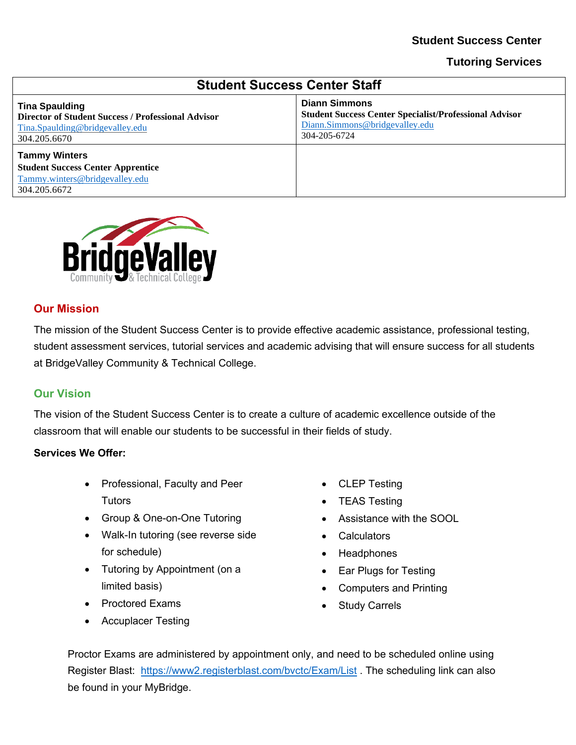**Student Success Center**

**Tutoring Services**

| Student Success Center Staff | |
|---|---|
| **Tina Spaulding**<br>**Director of Student Success / Professional Advisor**<br>Tina.Spaulding@bridgevalley.edu<br>304.205.6670 | **Diann Simmons**<br>**Student Success Center Specialist/Professional Advisor**<br>Diann.Simmons@bridgevalley.edu<br>304-205-6724 |
| **Tammy Winters**<br>**Student Success Center Apprentice**<br>Tammy.winters@bridgevalley.edu<br>304.205.6672 | |

BridgeValley Community & Technical College

## Our Mission

The mission of the Student Success Center is to provide effective academic assistance, professional testing, student assessment services, tutorial services and academic advising that will ensure success for all students at BridgeValley Community & Technical College.

## Our Vision

The vision of the Student Success Center is to create a culture of academic excellence outside of the classroom that will enable our students to be successful in their fields of study.

**Services We Offer:**

- Professional, Faculty and Peer Tutors
- Group & One-on-One Tutoring
- Walk-In tutoring (see reverse side for schedule)
- Tutoring by Appointment (on a limited basis)
- Proctored Exams
- Accuplacer Testing
- CLEP Testing
- TEAS Testing
- Assistance with the SOOL
- Calculators
- Headphones
- Ear Plugs for Testing
- Computers and Printing
- Study Carrels

Proctor Exams are administered by appointment only, and need to be scheduled online using Register Blast: https://www2.registerblast.com/bvctc/Exam/List . The scheduling link can also be found in your MyBridge.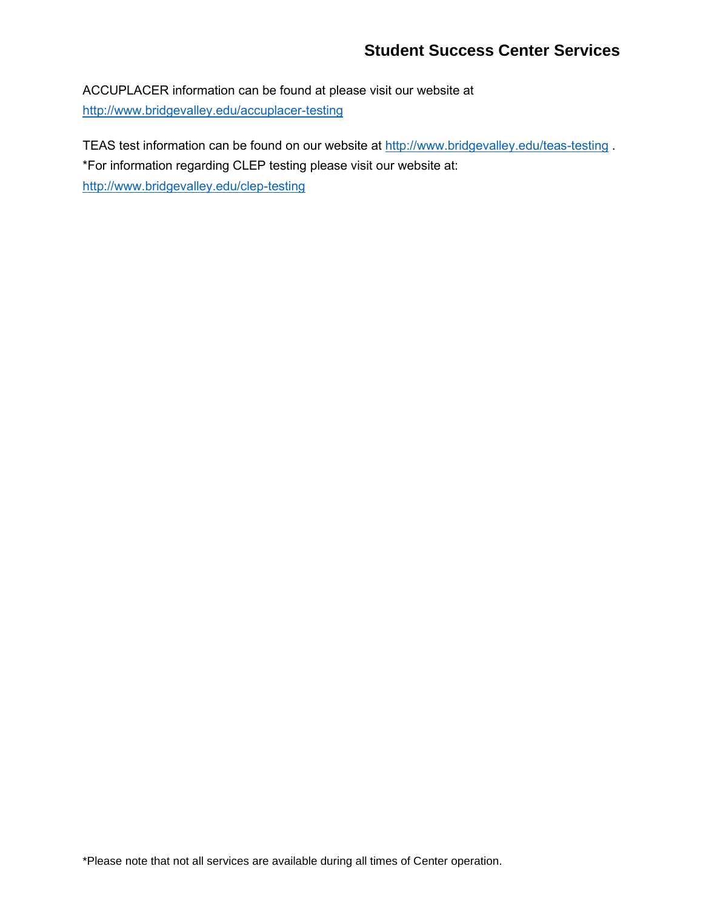## Student Success Center Services

ACCUPLACER information can be found at please visit our website at http://www.bridgevalley.edu/accuplacer-testing

TEAS test information can be found on our website at http://www.bridgevalley.edu/teas-testing .
*For information regarding CLEP testing please visit our website at:
http://www.bridgevalley.edu/clep-testing

*Please note that not all services are available during all times of Center operation.